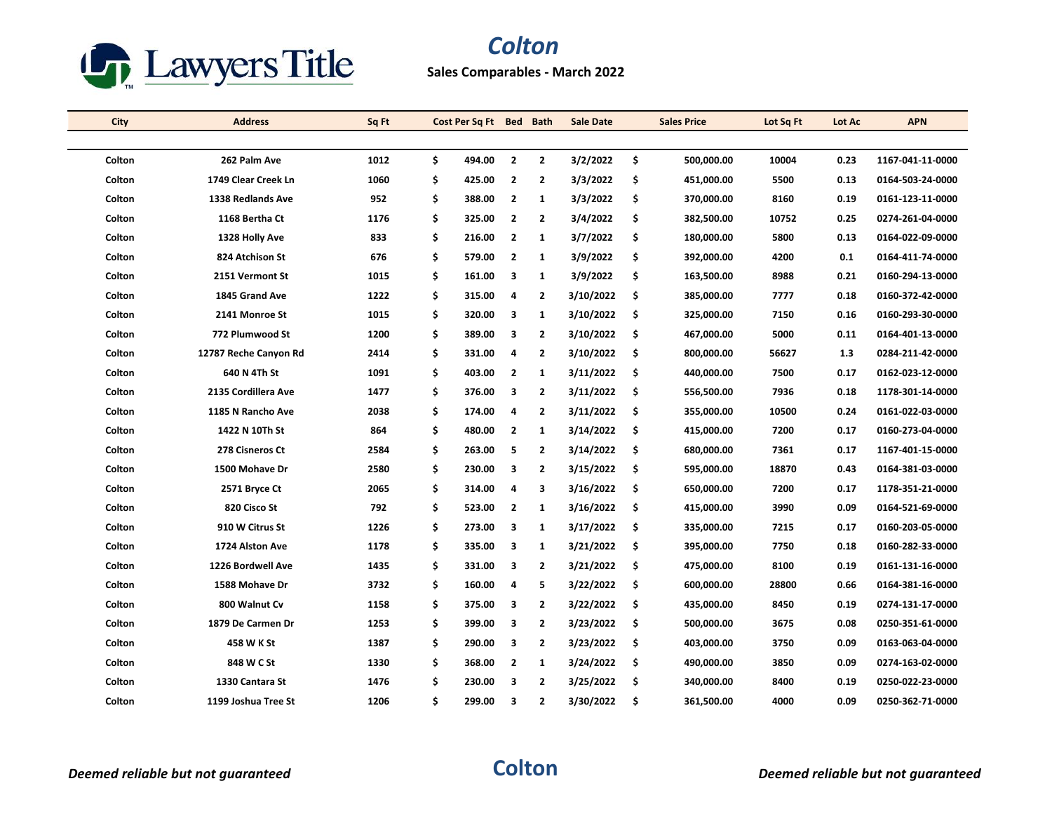# Colton

**Sales Comparables - March 2022**

| City | Address | Sq Ft | Cost Per Sq Ft | Bed | Bath | Sale Date | Sales Price | Lot Sq Ft | Lot Ac | APN |
|---|---|---|---|---|---|---|---|---|---|---|
| Colton | 262 Palm Ave | 1012 | $ 494.00 | 2 | 2 | 3/2/2022 | $ 500,000.00 | 10004 | 0.23 | 1167-041-11-0000 |
| Colton | 1749 Clear Creek Ln | 1060 | $ 425.00 | 2 | 2 | 3/3/2022 | $ 451,000.00 | 5500 | 0.13 | 0164-503-24-0000 |
| Colton | 1338 Redlands Ave | 952 | $ 388.00 | 2 | 1 | 3/3/2022 | $ 370,000.00 | 8160 | 0.19 | 0161-123-11-0000 |
| Colton | 1168 Bertha Ct | 1176 | $ 325.00 | 2 | 2 | 3/4/2022 | $ 382,500.00 | 10752 | 0.25 | 0274-261-04-0000 |
| Colton | 1328 Holly Ave | 833 | $ 216.00 | 2 | 1 | 3/7/2022 | $ 180,000.00 | 5800 | 0.13 | 0164-022-09-0000 |
| Colton | 824 Atchison St | 676 | $ 579.00 | 2 | 1 | 3/9/2022 | $ 392,000.00 | 4200 | 0.1 | 0164-411-74-0000 |
| Colton | 2151 Vermont St | 1015 | $ 161.00 | 3 | 1 | 3/9/2022 | $ 163,500.00 | 8988 | 0.21 | 0160-294-13-0000 |
| Colton | 1845 Grand Ave | 1222 | $ 315.00 | 4 | 2 | 3/10/2022 | $ 385,000.00 | 7777 | 0.18 | 0160-372-42-0000 |
| Colton | 2141 Monroe St | 1015 | $ 320.00 | 3 | 1 | 3/10/2022 | $ 325,000.00 | 7150 | 0.16 | 0160-293-30-0000 |
| Colton | 772 Plumwood St | 1200 | $ 389.00 | 3 | 2 | 3/10/2022 | $ 467,000.00 | 5000 | 0.11 | 0164-401-13-0000 |
| Colton | 12787 Reche Canyon Rd | 2414 | $ 331.00 | 4 | 2 | 3/10/2022 | $ 800,000.00 | 56627 | 1.3 | 0284-211-42-0000 |
| Colton | 640 N 4Th St | 1091 | $ 403.00 | 2 | 1 | 3/11/2022 | $ 440,000.00 | 7500 | 0.17 | 0162-023-12-0000 |
| Colton | 2135 Cordillera Ave | 1477 | $ 376.00 | 3 | 2 | 3/11/2022 | $ 556,500.00 | 7936 | 0.18 | 1178-301-14-0000 |
| Colton | 1185 N Rancho Ave | 2038 | $ 174.00 | 4 | 2 | 3/11/2022 | $ 355,000.00 | 10500 | 0.24 | 0161-022-03-0000 |
| Colton | 1422 N 10Th St | 864 | $ 480.00 | 2 | 1 | 3/14/2022 | $ 415,000.00 | 7200 | 0.17 | 0160-273-04-0000 |
| Colton | 278 Cisneros Ct | 2584 | $ 263.00 | 5 | 2 | 3/14/2022 | $ 680,000.00 | 7361 | 0.17 | 1167-401-15-0000 |
| Colton | 1500 Mohave Dr | 2580 | $ 230.00 | 3 | 2 | 3/15/2022 | $ 595,000.00 | 18870 | 0.43 | 0164-381-03-0000 |
| Colton | 2571 Bryce Ct | 2065 | $ 314.00 | 4 | 3 | 3/16/2022 | $ 650,000.00 | 7200 | 0.17 | 1178-351-21-0000 |
| Colton | 820 Cisco St | 792 | $ 523.00 | 2 | 1 | 3/16/2022 | $ 415,000.00 | 3990 | 0.09 | 0164-521-69-0000 |
| Colton | 910 W Citrus St | 1226 | $ 273.00 | 3 | 1 | 3/17/2022 | $ 335,000.00 | 7215 | 0.17 | 0160-203-05-0000 |
| Colton | 1724 Alston Ave | 1178 | $ 335.00 | 3 | 1 | 3/21/2022 | $ 395,000.00 | 7750 | 0.18 | 0160-282-33-0000 |
| Colton | 1226 Bordwell Ave | 1435 | $ 331.00 | 3 | 2 | 3/21/2022 | $ 475,000.00 | 8100 | 0.19 | 0161-131-16-0000 |
| Colton | 1588 Mohave Dr | 3732 | $ 160.00 | 4 | 5 | 3/22/2022 | $ 600,000.00 | 28800 | 0.66 | 0164-381-16-0000 |
| Colton | 800 Walnut Cv | 1158 | $ 375.00 | 3 | 2 | 3/22/2022 | $ 435,000.00 | 8450 | 0.19 | 0274-131-17-0000 |
| Colton | 1879 De Carmen Dr | 1253 | $ 399.00 | 3 | 2 | 3/23/2022 | $ 500,000.00 | 3675 | 0.08 | 0250-351-61-0000 |
| Colton | 458 W K St | 1387 | $ 290.00 | 3 | 2 | 3/23/2022 | $ 403,000.00 | 3750 | 0.09 | 0163-063-04-0000 |
| Colton | 848 W C St | 1330 | $ 368.00 | 2 | 1 | 3/24/2022 | $ 490,000.00 | 3850 | 0.09 | 0274-163-02-0000 |
| Colton | 1330 Cantara St | 1476 | $ 230.00 | 3 | 2 | 3/25/2022 | $ 340,000.00 | 8400 | 0.19 | 0250-022-23-0000 |
| Colton | 1199 Joshua Tree St | 1206 | $ 299.00 | 3 | 2 | 3/30/2022 | $ 361,500.00 | 4000 | 0.09 | 0250-362-71-0000 |

*Deemed reliable but not guaranteed* **Colton** *Deemed reliable but not guaranteed*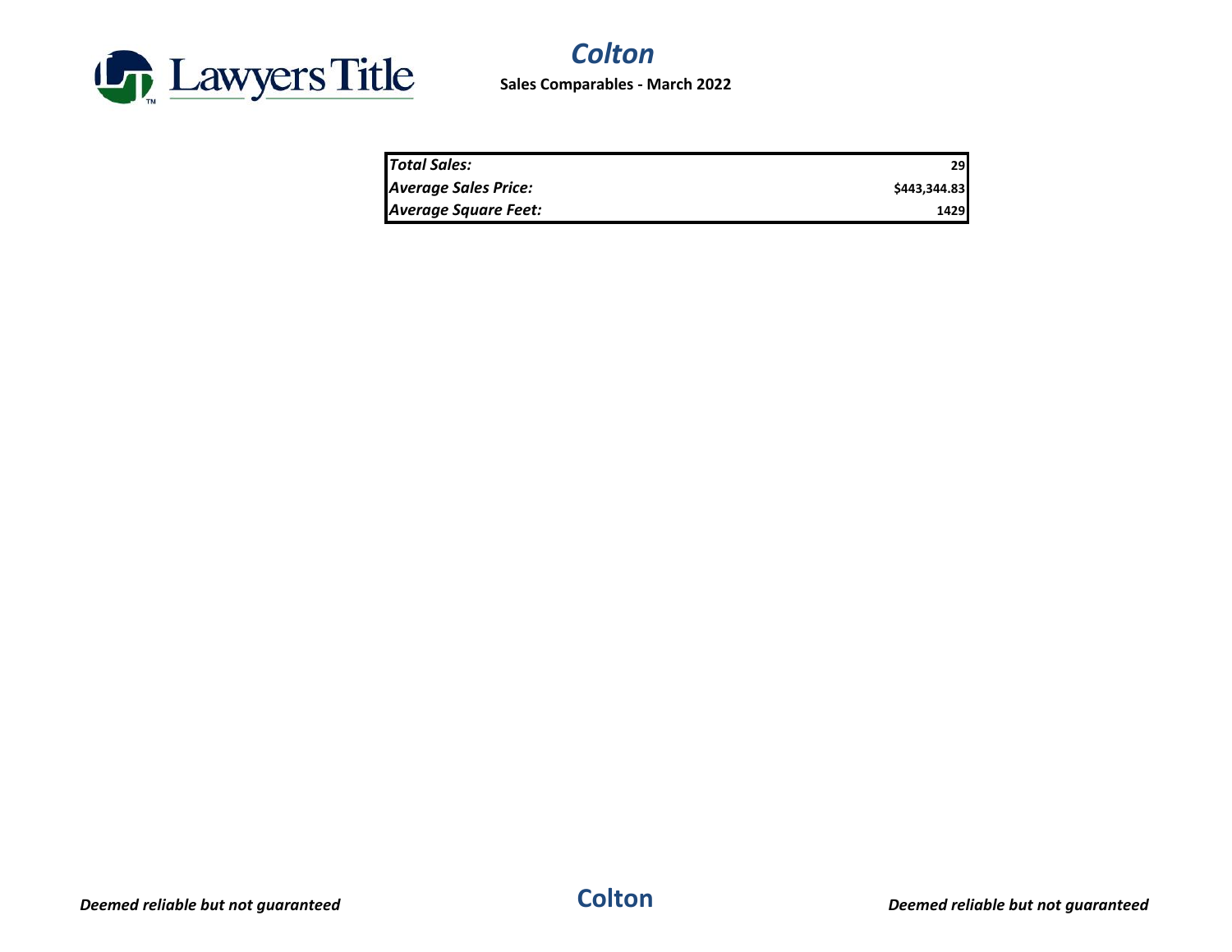# *Colton*

**Sales Comparables - March 2022**

| | |
|---|---|
| ***Total Sales:*** | **29** |
| ***Average Sales Price:*** | **$443,344.83** |
| ***Average Square Feet:*** | **1429** |

***Deemed reliable but not guaranteed***

**Colton**

***Deemed reliable but not guaranteed***